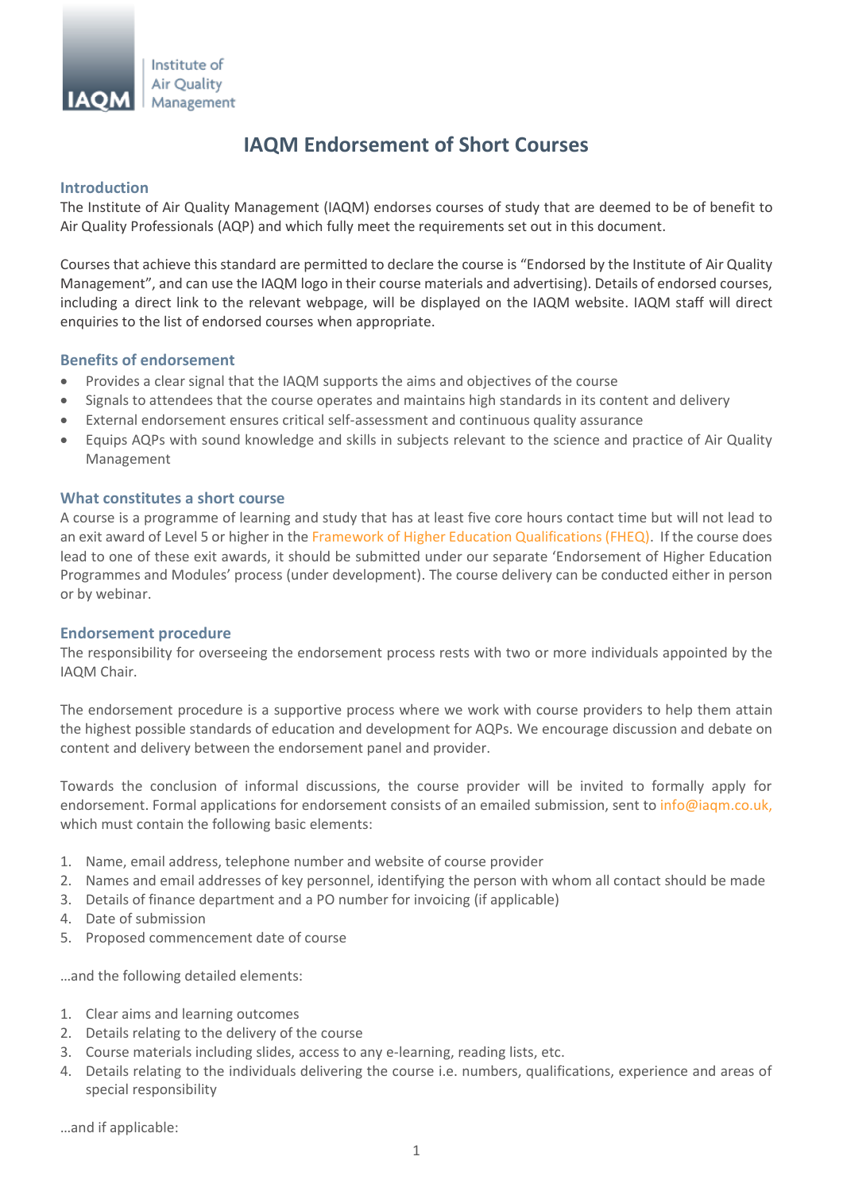Institute of Air Quality Management

# IAQM Endorsement of Short Courses

## Introduction

The Institute of Air Quality Management (IAQM) endorses courses of study that are deemed to be of benefit to Air Quality Professionals (AQP) and which fully meet the requirements set out in this document.

Courses that achieve this standard are permitted to declare the course is "Endorsed by the Institute of Air Quality Management", and can use the IAQM logo in their course materials and advertising). Details of endorsed courses, including a direct link to the relevant webpage, will be displayed on the IAQM website. IAQM staff will direct enquiries to the list of endorsed courses when appropriate.

## Benefits of endorsement

- Provides a clear signal that the IAQM supports the aims and objectives of the course
- Signals to attendees that the course operates and maintains high standards in its content and delivery
- External endorsement ensures critical self-assessment and continuous quality assurance
- Equips AQPs with sound knowledge and skills in subjects relevant to the science and practice of Air Quality Management

## What constitutes a short course

A course is a programme of learning and study that has at least five core hours contact time but will not lead to an exit award of Level 5 or higher in the Framework of Higher Education Qualifications (FHEQ). If the course does lead to one of these exit awards, it should be submitted under our separate 'Endorsement of Higher Education Programmes and Modules' process (under development). The course delivery can be conducted either in person or by webinar.

## Endorsement procedure

The responsibility for overseeing the endorsement process rests with two or more individuals appointed by the IAQM Chair.

The endorsement procedure is a supportive process where we work with course providers to help them attain the highest possible standards of education and development for AQPs. We encourage discussion and debate on content and delivery between the endorsement panel and provider.

Towards the conclusion of informal discussions, the course provider will be invited to formally apply for endorsement. Formal applications for endorsement consists of an emailed submission, sent to info@iaqm.co.uk, which must contain the following basic elements:

1. Name, email address, telephone number and website of course provider
2. Names and email addresses of key personnel, identifying the person with whom all contact should be made
3. Details of finance department and a PO number for invoicing (if applicable)
4. Date of submission
5. Proposed commencement date of course

…and the following detailed elements:

1. Clear aims and learning outcomes
2. Details relating to the delivery of the course
3. Course materials including slides, access to any e-learning, reading lists, etc.
4. Details relating to the individuals delivering the course i.e. numbers, qualifications, experience and areas of special responsibility

…and if applicable: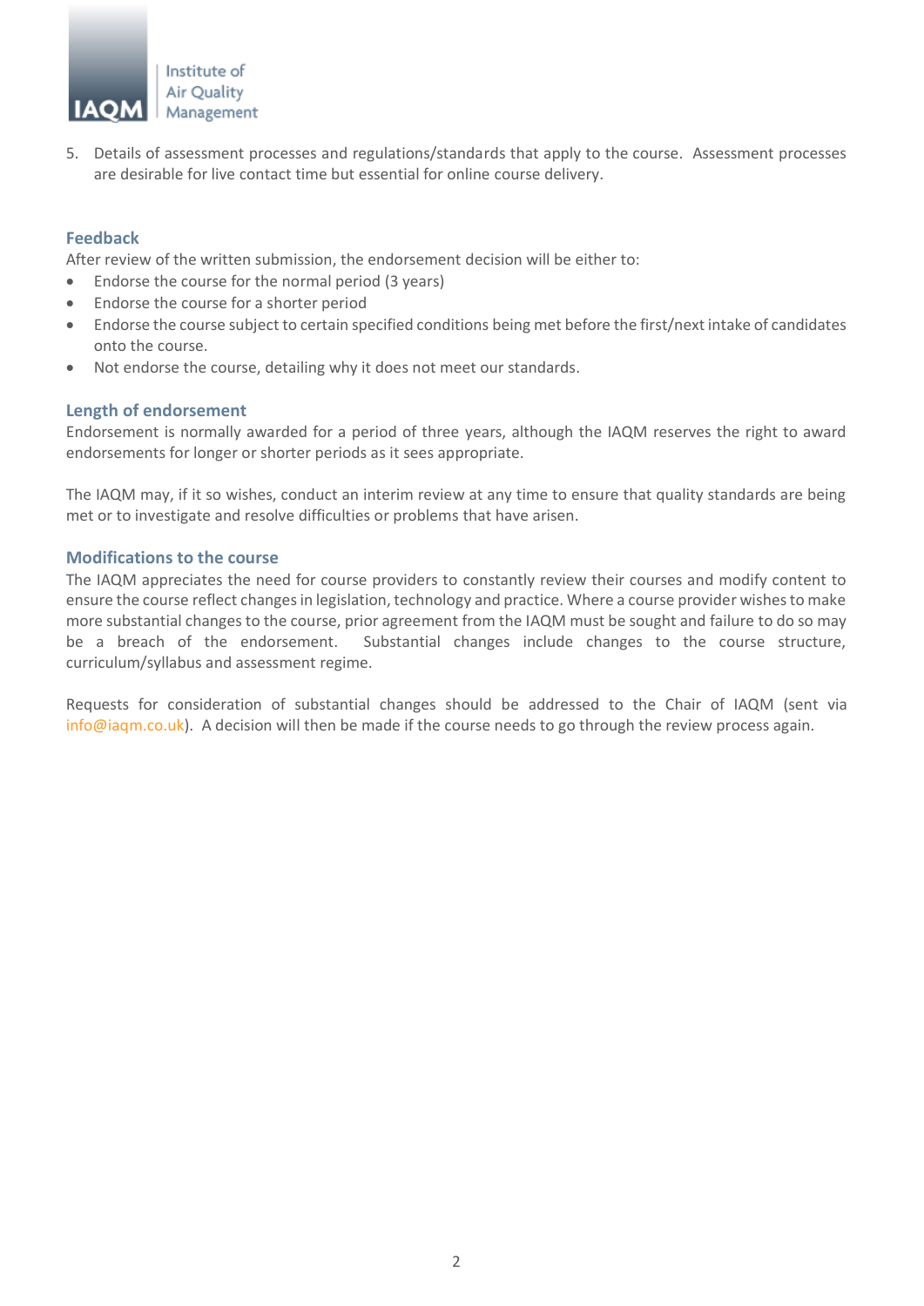5. Details of assessment processes and regulations/standards that apply to the course. Assessment processes are desirable for live contact time but essential for online course delivery.

## Feedback

After review of the written submission, the endorsement decision will be either to:

- Endorse the course for the normal period (3 years)
- Endorse the course for a shorter period
- Endorse the course subject to certain specified conditions being met before the first/next intake of candidates onto the course.
- Not endorse the course, detailing why it does not meet our standards.

## Length of endorsement

Endorsement is normally awarded for a period of three years, although the IAQM reserves the right to award endorsements for longer or shorter periods as it sees appropriate.

The IAQM may, if it so wishes, conduct an interim review at any time to ensure that quality standards are being met or to investigate and resolve difficulties or problems that have arisen.

## Modifications to the course

The IAQM appreciates the need for course providers to constantly review their courses and modify content to ensure the course reflect changes in legislation, technology and practice. Where a course provider wishes to make more substantial changes to the course, prior agreement from the IAQM must be sought and failure to do so may be a breach of the endorsement. Substantial changes include changes to the course structure, curriculum/syllabus and assessment regime.

Requests for consideration of substantial changes should be addressed to the Chair of IAQM (sent via info@iaqm.co.uk). A decision will then be made if the course needs to go through the review process again.